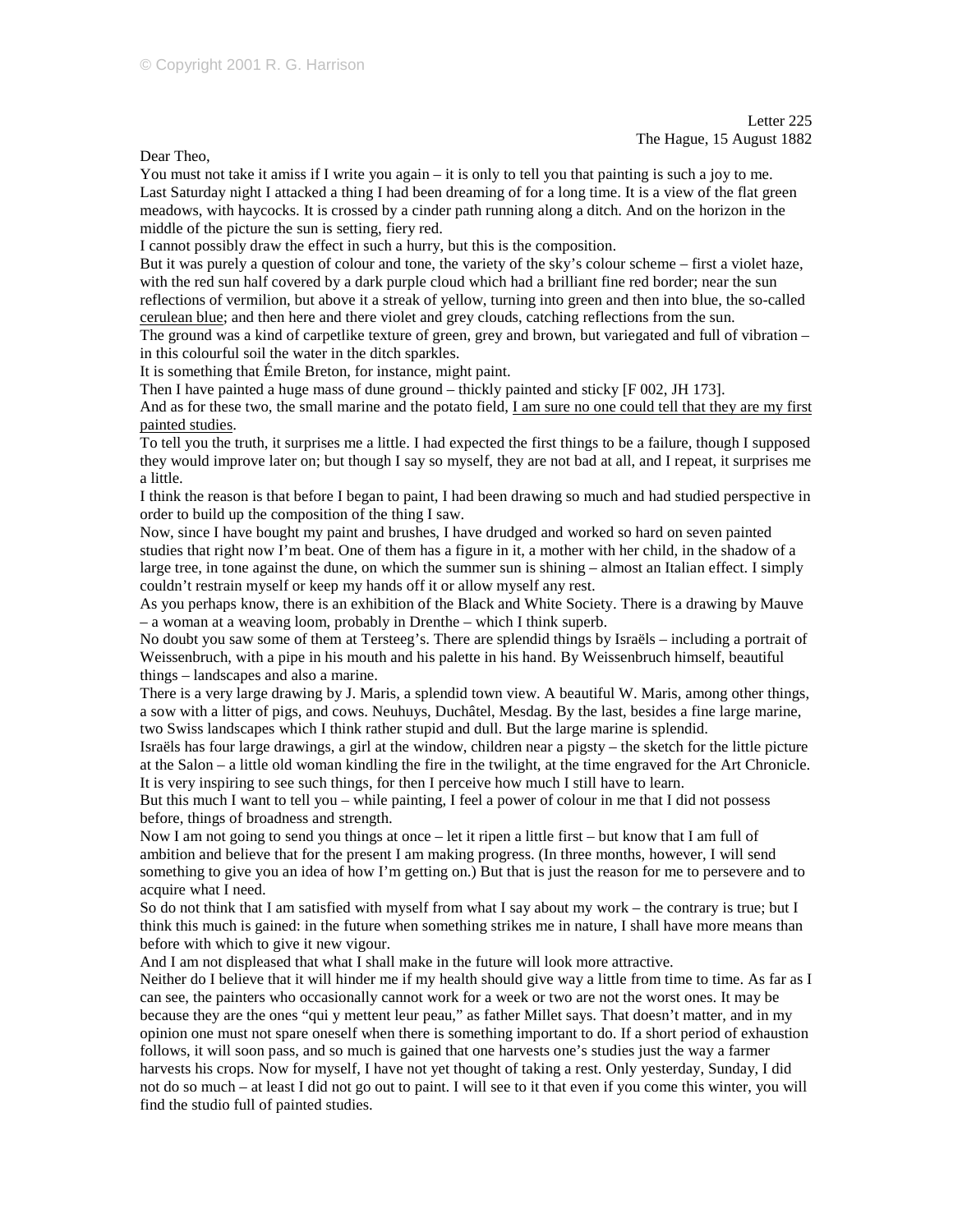Letter 225
The Hague, 15 August 1882

Dear Theo,

You must not take it amiss if I write you again – it is only to tell you that painting is such a joy to me.

Last Saturday night I attacked a thing I had been dreaming of for a long time. It is a view of the flat green meadows, with haycocks. It is crossed by a cinder path running along a ditch. And on the horizon in the middle of the picture the sun is setting, fiery red.

I cannot possibly draw the effect in such a hurry, but this is the composition.

But it was purely a question of colour and tone, the variety of the sky's colour scheme – first a violet haze, with the red sun half covered by a dark purple cloud which had a brilliant fine red border; near the sun reflections of vermilion, but above it a streak of yellow, turning into green and then into blue, the so-called <u>cerulean blue</u>; and then here and there violet and grey clouds, catching reflections from the sun.

The ground was a kind of carpetlike texture of green, grey and brown, but variegated and full of vibration – in this colourful soil the water in the ditch sparkles.

It is something that Émile Breton, for instance, might paint.

Then I have painted a huge mass of dune ground – thickly painted and sticky [F 002, JH 173].

And as for these two, the small marine and the potato field, <u>I am sure no one could tell that they are my first painted studies</u>.

To tell you the truth, it surprises me a little. I had expected the first things to be a failure, though I supposed they would improve later on; but though I say so myself, they are not bad at all, and I repeat, it surprises me a little.

I think the reason is that before I began to paint, I had been drawing so much and had studied perspective in order to build up the composition of the thing I saw.

Now, since I have bought my paint and brushes, I have drudged and worked so hard on seven painted studies that right now I'm beat. One of them has a figure in it, a mother with her child, in the shadow of a large tree, in tone against the dune, on which the summer sun is shining – almost an Italian effect. I simply couldn't restrain myself or keep my hands off it or allow myself any rest.

As you perhaps know, there is an exhibition of the Black and White Society. There is a drawing by Mauve – a woman at a weaving loom, probably in Drenthe – which I think superb.

No doubt you saw some of them at Tersteeg's. There are splendid things by Israëls – including a portrait of Weissenbruch, with a pipe in his mouth and his palette in his hand. By Weissenbruch himself, beautiful things – landscapes and also a marine.

There is a very large drawing by J. Maris, a splendid town view. A beautiful W. Maris, among other things, a sow with a litter of pigs, and cows. Neuhuys, Duchâtel, Mesdag. By the last, besides a fine large marine, two Swiss landscapes which I think rather stupid and dull. But the large marine is splendid.

Israëls has four large drawings, a girl at the window, children near a pigsty – the sketch for the little picture at the Salon – a little old woman kindling the fire in the twilight, at the time engraved for the Art Chronicle. It is very inspiring to see such things, for then I perceive how much I still have to learn.

But this much I want to tell you – while painting, I feel a power of colour in me that I did not possess before, things of broadness and strength.

Now I am not going to send you things at once – let it ripen a little first – but know that I am full of ambition and believe that for the present I am making progress. (In three months, however, I will send something to give you an idea of how I'm getting on.) But that is just the reason for me to persevere and to acquire what I need.

So do not think that I am satisfied with myself from what I say about my work – the contrary is true; but I think this much is gained: in the future when something strikes me in nature, I shall have more means than before with which to give it new vigour.

And I am not displeased that what I shall make in the future will look more attractive.

Neither do I believe that it will hinder me if my health should give way a little from time to time. As far as I can see, the painters who occasionally cannot work for a week or two are not the worst ones. It may be because they are the ones "qui y mettent leur peau," as father Millet says. That doesn't matter, and in my opinion one must not spare oneself when there is something important to do. If a short period of exhaustion follows, it will soon pass, and so much is gained that one harvests one's studies just the way a farmer harvests his crops. Now for myself, I have not yet thought of taking a rest. Only yesterday, Sunday, I did not do so much – at least I did not go out to paint. I will see to it that even if you come this winter, you will find the studio full of painted studies.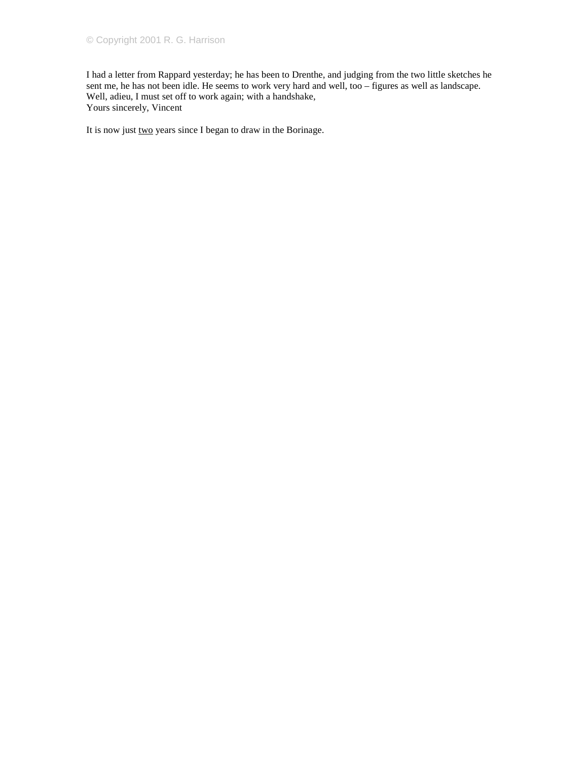I had a letter from Rappard yesterday; he has been to Drenthe, and judging from the two little sketches he sent me, he has not been idle. He seems to work very hard and well, too – figures as well as landscape.
Well, adieu, I must set off to work again; with a handshake,
Yours sincerely, Vincent

It is now just <u>two</u> years since I began to draw in the Borinage.